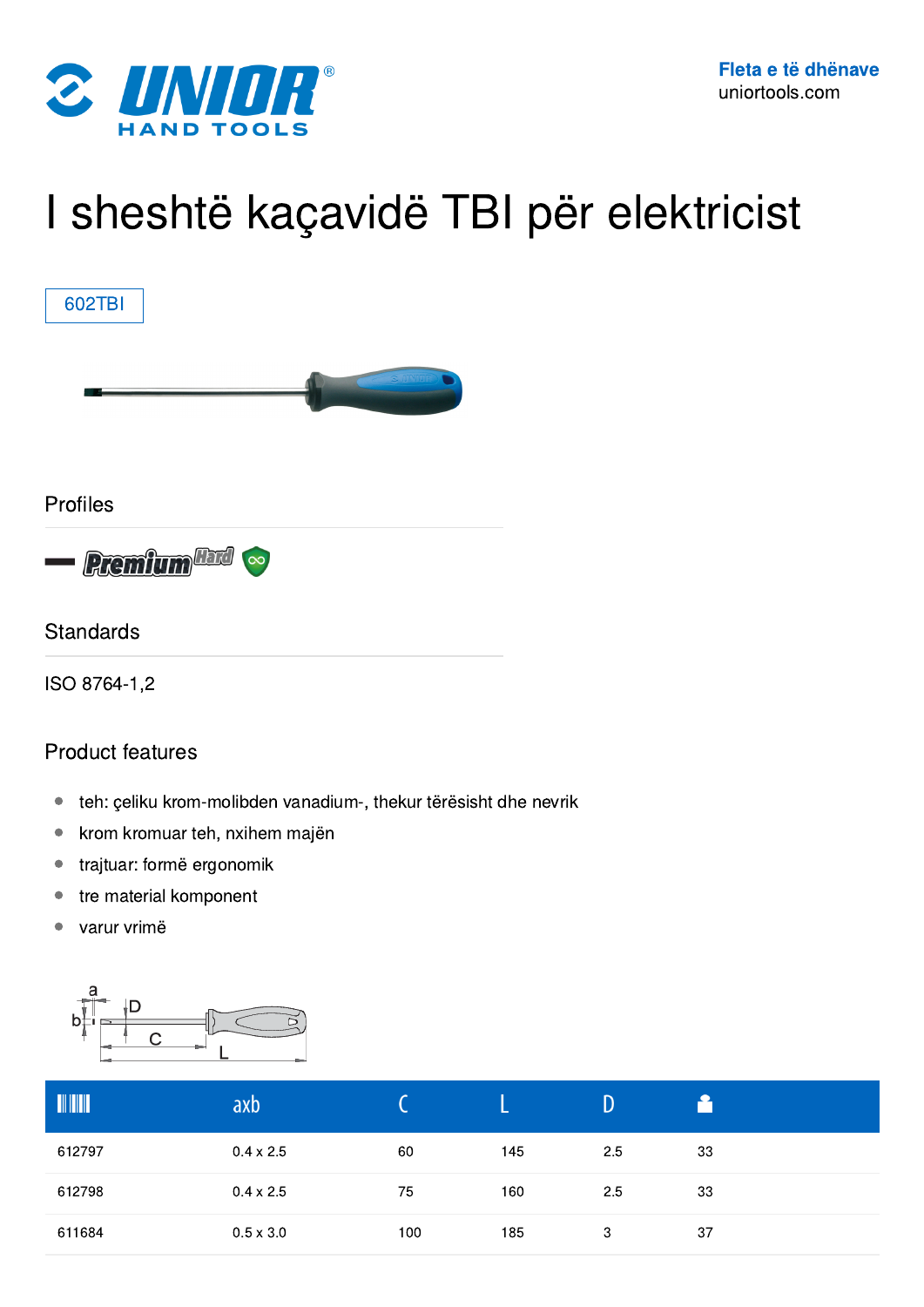Fleta e të dhënave
uniortools.com

# I sheshtë kaçavidë TBI për elektricist

602TBI

## Profiles

## Standards

ISO 8764-1,2

## Product features

- teh: çeliku krom-molibden vanadium-, thekur tërësisht dhe nevrik
- krom kromuar teh, nxihem majën
- trajtuar: formë ergonomik
- tre material komponent
- varur vrimë

| | axb | C | L | D | |
|---|---|---|---|---|---|
| 612797 | 0.4 x 2.5 | 60 | 145 | 2.5 | 33 |
| 612798 | 0.4 x 2.5 | 75 | 160 | 2.5 | 33 |
| 611684 | 0.5 x 3.0 | 100 | 185 | 3 | 37 |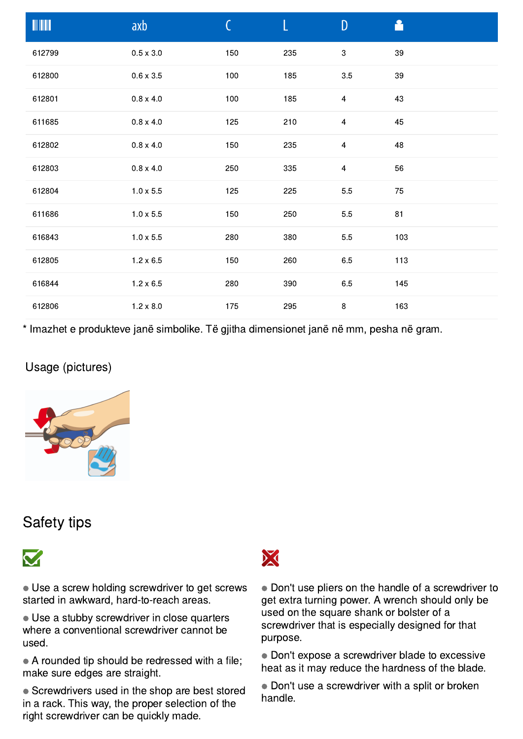| ||||||| | axb | C | L | D | ⚖ |
|---|---|---|---|---|---|
| 612799 | 0.5 x 3.0 | 150 | 235 | 3 | 39 |
| 612800 | 0.6 x 3.5 | 100 | 185 | 3.5 | 39 |
| 612801 | 0.8 x 4.0 | 100 | 185 | 4 | 43 |
| 611685 | 0.8 x 4.0 | 125 | 210 | 4 | 45 |
| 612802 | 0.8 x 4.0 | 150 | 235 | 4 | 48 |
| 612803 | 0.8 x 4.0 | 250 | 335 | 4 | 56 |
| 612804 | 1.0 x 5.5 | 125 | 225 | 5.5 | 75 |
| 611686 | 1.0 x 5.5 | 150 | 250 | 5.5 | 81 |
| 616843 | 1.0 x 5.5 | 280 | 380 | 5.5 | 103 |
| 612805 | 1.2 x 6.5 | 150 | 260 | 6.5 | 113 |
| 616844 | 1.2 x 6.5 | 280 | 390 | 6.5 | 145 |
| 612806 | 1.2 x 8.0 | 175 | 295 | 8 | 163 |

* Imazhet e produkteve janë simbolike. Të gjitha dimensionet janë në mm, pesha në gram.

## Usage (pictures)

## Safety tips

- Use a screw holding screwdriver to get screws started in awkward, hard-to-reach areas.
- Use a stubby screwdriver in close quarters where a conventional screwdriver cannot be used.
- A rounded tip should be redressed with a file; make sure edges are straight.
- Screwdrivers used in the shop are best stored in a rack. This way, the proper selection of the right screwdriver can be quickly made.

- Don't use pliers on the handle of a screwdriver to get extra turning power. A wrench should only be used on the square shank or bolster of a screwdriver that is especially designed for that purpose.
- Don't expose a screwdriver blade to excessive heat as it may reduce the hardness of the blade.
- Don't use a screwdriver with a split or broken handle.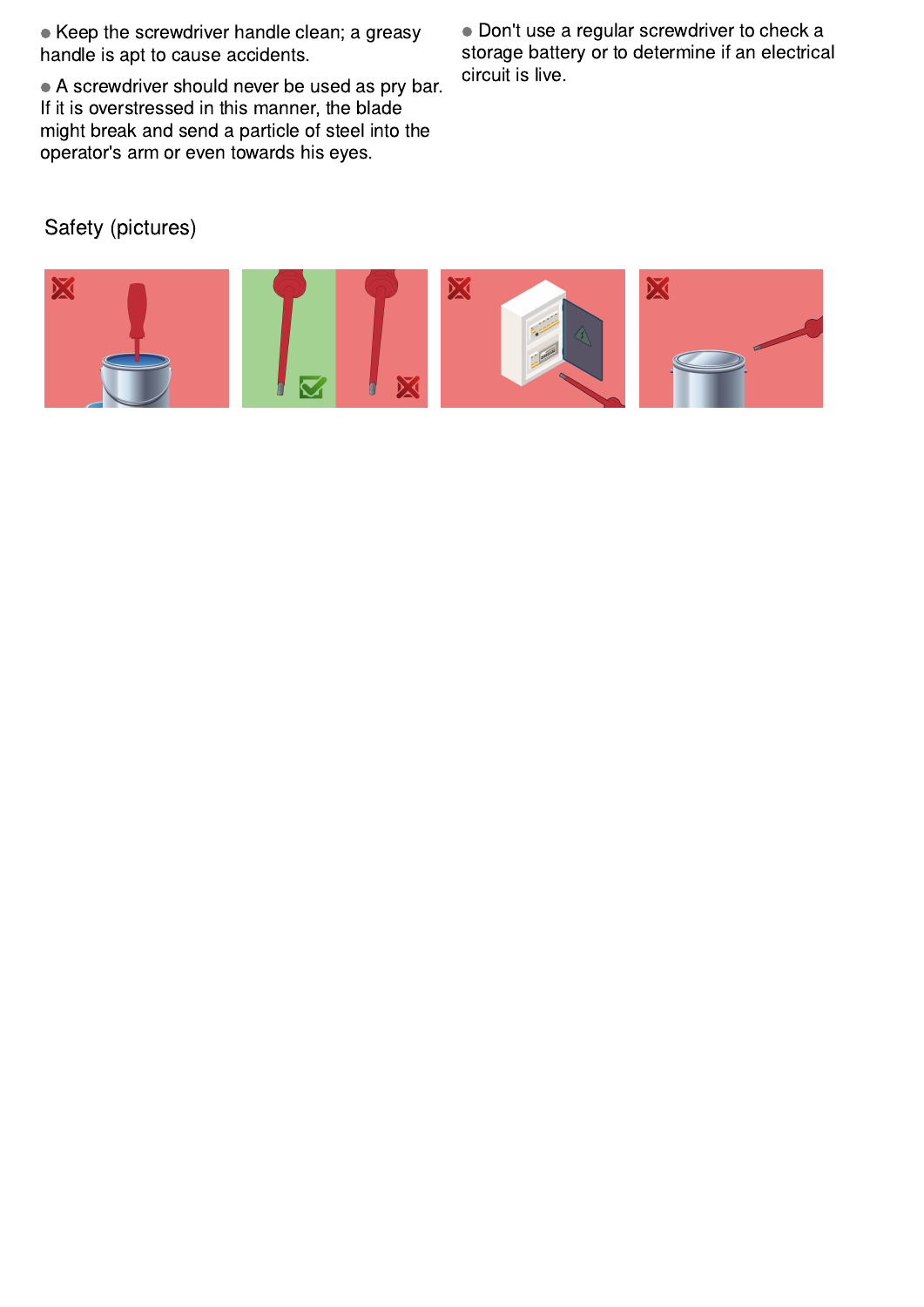- Keep the screwdriver handle clean; a greasy handle is apt to cause accidents.
- A screwdriver should never be used as pry bar. If it is overstressed in this manner, the blade might break and send a particle of steel into the operator's arm or even towards his eyes.
- Don't use a regular screwdriver to check a storage battery or to determine if an electrical circuit is live.

## Safety (pictures)